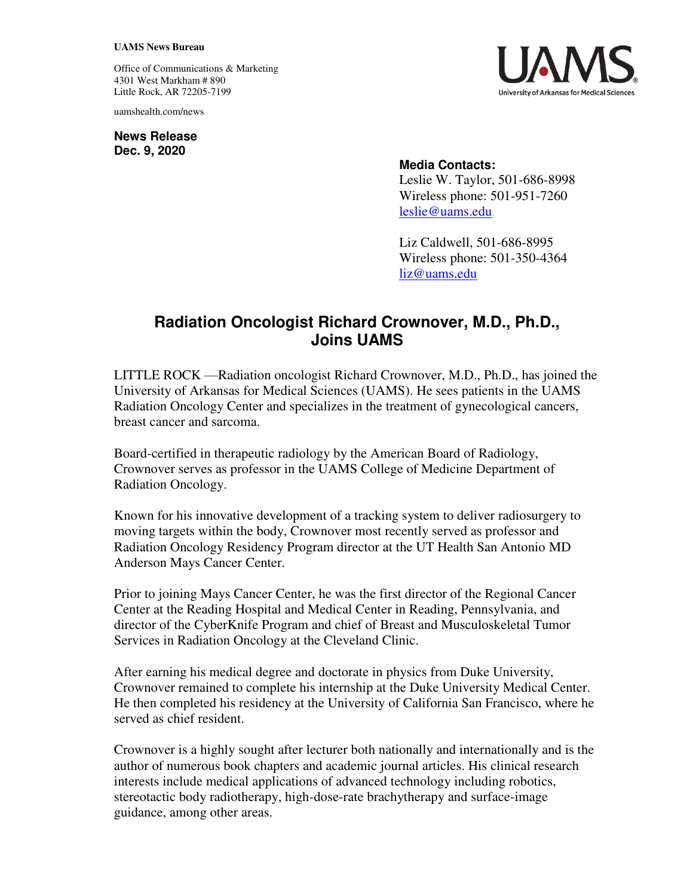**UAMS News Bureau**

Office of Communications & Marketing
4301 West Markham # 890
Little Rock, AR 72205-7199

uamshealth.com/news

UAMS
University of Arkansas for Medical Sciences

**News Release**
**Dec. 9, 2020**

**Media Contacts:**
Leslie W. Taylor, 501-686-8998
Wireless phone: 501-951-7260
leslie@uams.edu

Liz Caldwell, 501-686-8995
Wireless phone: 501-350-4364
liz@uams.edu

# Radiation Oncologist Richard Crownover, M.D., Ph.D., Joins UAMS

LITTLE ROCK —Radiation oncologist Richard Crownover, M.D., Ph.D., has joined the University of Arkansas for Medical Sciences (UAMS). He sees patients in the UAMS Radiation Oncology Center and specializes in the treatment of gynecological cancers, breast cancer and sarcoma.

Board-certified in therapeutic radiology by the American Board of Radiology, Crownover serves as professor in the UAMS College of Medicine Department of Radiation Oncology.

Known for his innovative development of a tracking system to deliver radiosurgery to moving targets within the body, Crownover most recently served as professor and Radiation Oncology Residency Program director at the UT Health San Antonio MD Anderson Mays Cancer Center.

Prior to joining Mays Cancer Center, he was the first director of the Regional Cancer Center at the Reading Hospital and Medical Center in Reading, Pennsylvania, and director of the CyberKnife Program and chief of Breast and Musculoskeletal Tumor Services in Radiation Oncology at the Cleveland Clinic.

After earning his medical degree and doctorate in physics from Duke University, Crownover remained to complete his internship at the Duke University Medical Center. He then completed his residency at the University of California San Francisco, where he served as chief resident.

Crownover is a highly sought after lecturer both nationally and internationally and is the author of numerous book chapters and academic journal articles. His clinical research interests include medical applications of advanced technology including robotics, stereotactic body radiotherapy, high-dose-rate brachytherapy and surface-image guidance, among other areas.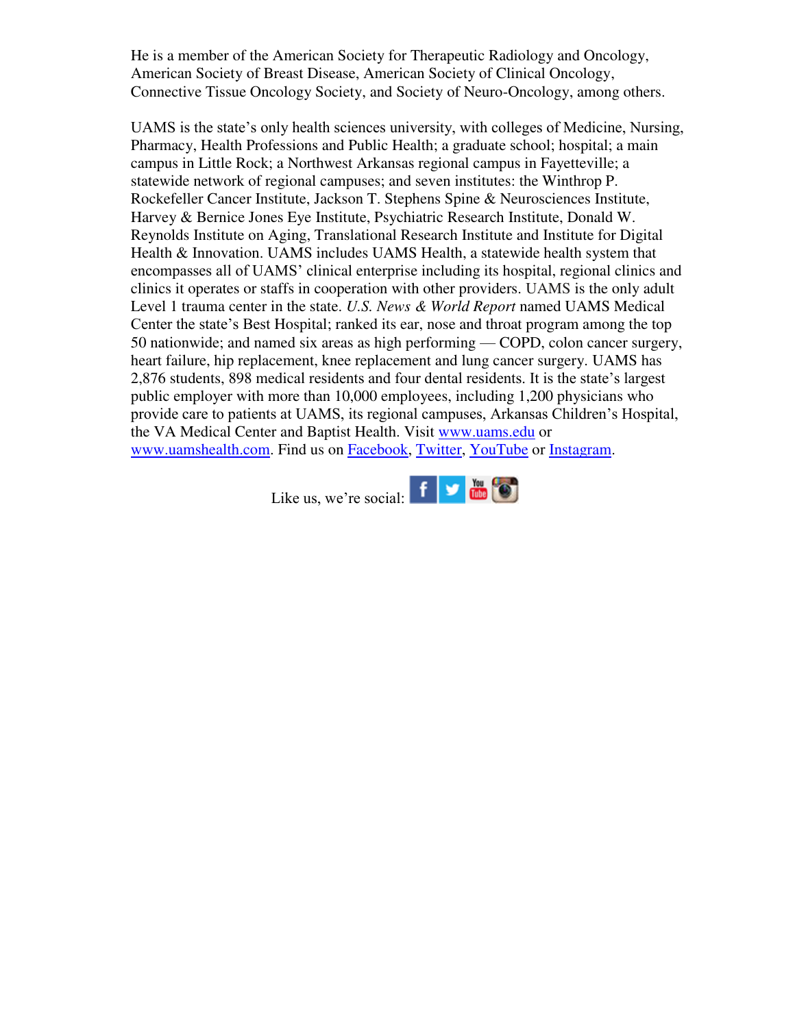He is a member of the American Society for Therapeutic Radiology and Oncology, American Society of Breast Disease, American Society of Clinical Oncology, Connective Tissue Oncology Society, and Society of Neuro-Oncology, among others.

UAMS is the state's only health sciences university, with colleges of Medicine, Nursing, Pharmacy, Health Professions and Public Health; a graduate school; hospital; a main campus in Little Rock; a Northwest Arkansas regional campus in Fayetteville; a statewide network of regional campuses; and seven institutes: the Winthrop P. Rockefeller Cancer Institute, Jackson T. Stephens Spine & Neurosciences Institute, Harvey & Bernice Jones Eye Institute, Psychiatric Research Institute, Donald W. Reynolds Institute on Aging, Translational Research Institute and Institute for Digital Health & Innovation. UAMS includes UAMS Health, a statewide health system that encompasses all of UAMS' clinical enterprise including its hospital, regional clinics and clinics it operates or staffs in cooperation with other providers. UAMS is the only adult Level 1 trauma center in the state. *U.S. News & World Report* named UAMS Medical Center the state's Best Hospital; ranked its ear, nose and throat program among the top 50 nationwide; and named six areas as high performing — COPD, colon cancer surgery, heart failure, hip replacement, knee replacement and lung cancer surgery. UAMS has 2,876 students, 898 medical residents and four dental residents. It is the state's largest public employer with more than 10,000 employees, including 1,200 physicians who provide care to patients at UAMS, its regional campuses, Arkansas Children's Hospital, the VA Medical Center and Baptist Health. Visit [www.uams.edu](www.uams.edu) or [www.uamshealth.com](www.uamshealth.com). Find us on [Facebook](), [Twitter](), [YouTube]() or [Instagram]().

Like us, we're social: